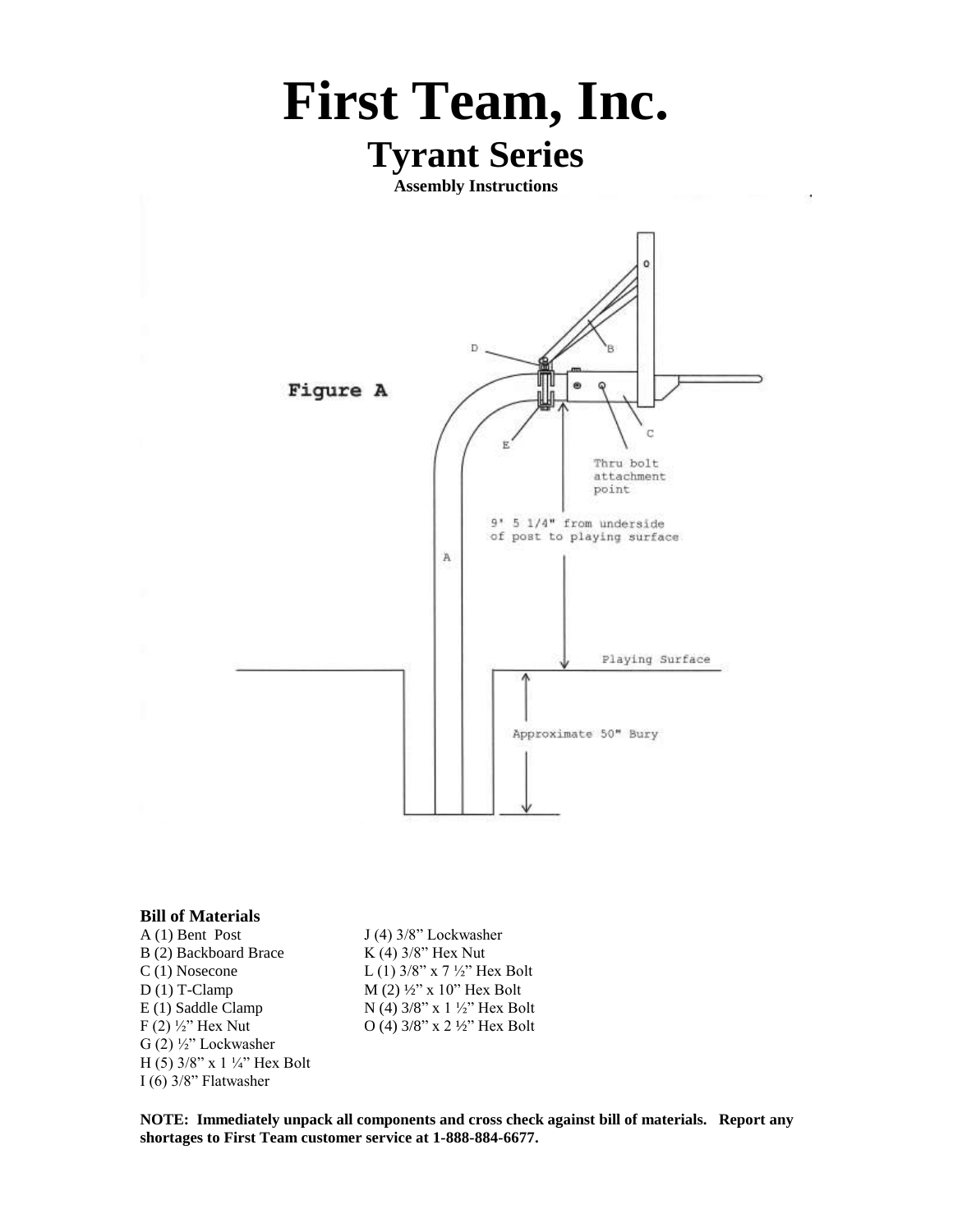# First Team, Inc.

## Tyrant Series

**Assembly Instructions**

Figure A

D

B

E

C

Thru bolt attachment point

9' 5 1/4" from underside of post to playing surface

A

Playing Surface

Approximate 50" Bury

### Bill of Materials

A (1) Bent Post
B (2) Backboard Brace
C (1) Nosecone
D (1) T-Clamp
E (1) Saddle Clamp
F (2) ½" Hex Nut
G (2) ½" Lockwasher
H (5) 3/8" x 1 ¼" Hex Bolt
I (6) 3/8" Flatwasher
J (4) 3/8" Lockwasher
K (4) 3/8" Hex Nut
L (1) 3/8" x 7 ½" Hex Bolt
M (2) ½" x 10" Hex Bolt
N (4) 3/8" x 1 ½" Hex Bolt
O (4) 3/8" x 2 ½" Hex Bolt

**NOTE: Immediately unpack all components and cross check against bill of materials. Report any shortages to First Team customer service at 1-888-884-6677.**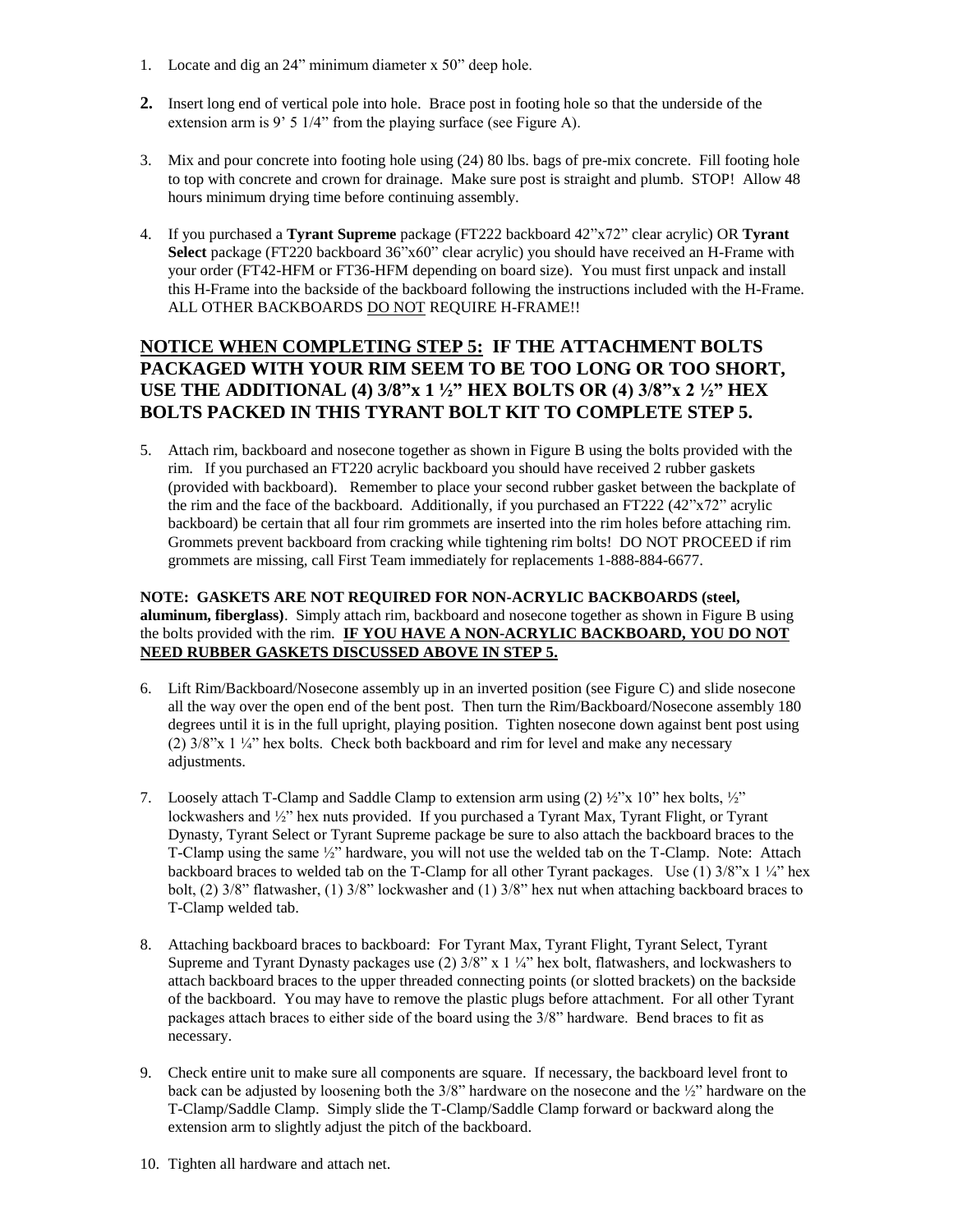1. Locate and dig an 24" minimum diameter x 50" deep hole.

2. Insert long end of vertical pole into hole. Brace post in footing hole so that the underside of the extension arm is 9' 5 1/4" from the playing surface (see Figure A).

3. Mix and pour concrete into footing hole using (24) 80 lbs. bags of pre-mix concrete. Fill footing hole to top with concrete and crown for drainage. Make sure post is straight and plumb. STOP! Allow 48 hours minimum drying time before continuing assembly.

4. If you purchased a **Tyrant Supreme** package (FT222 backboard 42"x72" clear acrylic) OR **Tyrant Select** package (FT220 backboard 36"x60" clear acrylic) you should have received an H-Frame with your order (FT42-HFM or FT36-HFM depending on board size). You must first unpack and install this H-Frame into the backside of the backboard following the instructions included with the H-Frame. ALL OTHER BACKBOARDS <u>DO NOT</u> REQUIRE H-FRAME!!

## <u>NOTICE WHEN COMPLETING STEP 5:</u> IF THE ATTACHMENT BOLTS PACKAGED WITH YOUR RIM SEEM TO BE TOO LONG OR TOO SHORT, USE THE ADDITIONAL (4) 3/8"x 1 ½" HEX BOLTS OR (4) 3/8"x 2 ½" HEX BOLTS PACKED IN THIS TYRANT BOLT KIT TO COMPLETE STEP 5.

5. Attach rim, backboard and nosecone together as shown in Figure B using the bolts provided with the rim. If you purchased an FT220 acrylic backboard you should have received 2 rubber gaskets (provided with backboard). Remember to place your second rubber gasket between the backplate of the rim and the face of the backboard. Additionally, if you purchased an FT222 (42"x72" acrylic backboard) be certain that all four rim grommets are inserted into the rim holes before attaching rim. Grommets prevent backboard from cracking while tightening rim bolts! DO NOT PROCEED if rim grommets are missing, call First Team immediately for replacements 1-888-884-6677.

**NOTE: GASKETS ARE NOT REQUIRED FOR NON-ACRYLIC BACKBOARDS (steel, aluminum, fiberglass)**. Simply attach rim, backboard and nosecone together as shown in Figure B using the bolts provided with the rim. **<u>IF YOU HAVE A NON-ACRYLIC BACKBOARD, YOU DO NOT NEED RUBBER GASKETS DISCUSSED ABOVE IN STEP 5.</u>**

6. Lift Rim/Backboard/Nosecone assembly up in an inverted position (see Figure C) and slide nosecone all the way over the open end of the bent post. Then turn the Rim/Backboard/Nosecone assembly 180 degrees until it is in the full upright, playing position. Tighten nosecone down against bent post using (2) 3/8"x 1 ¼" hex bolts. Check both backboard and rim for level and make any necessary adjustments.

7. Loosely attach T-Clamp and Saddle Clamp to extension arm using (2) ½"x 10" hex bolts, ½" lockwashers and ½" hex nuts provided. If you purchased a Tyrant Max, Tyrant Flight, or Tyrant Dynasty, Tyrant Select or Tyrant Supreme package be sure to also attach the backboard braces to the T-Clamp using the same ½" hardware, you will not use the welded tab on the T-Clamp. Note: Attach backboard braces to welded tab on the T-Clamp for all other Tyrant packages. Use (1) 3/8"x 1 ¼" hex bolt, (2) 3/8" flatwasher, (1) 3/8" lockwasher and (1) 3/8" hex nut when attaching backboard braces to T-Clamp welded tab.

8. Attaching backboard braces to backboard: For Tyrant Max, Tyrant Flight, Tyrant Select, Tyrant Supreme and Tyrant Dynasty packages use (2) 3/8" x 1 ¼" hex bolt, flatwashers, and lockwashers to attach backboard braces to the upper threaded connecting points (or slotted brackets) on the backside of the backboard. You may have to remove the plastic plugs before attachment. For all other Tyrant packages attach braces to either side of the board using the 3/8" hardware. Bend braces to fit as necessary.

9. Check entire unit to make sure all components are square. If necessary, the backboard level front to back can be adjusted by loosening both the 3/8" hardware on the nosecone and the ½" hardware on the T-Clamp/Saddle Clamp. Simply slide the T-Clamp/Saddle Clamp forward or backward along the extension arm to slightly adjust the pitch of the backboard.

10. Tighten all hardware and attach net.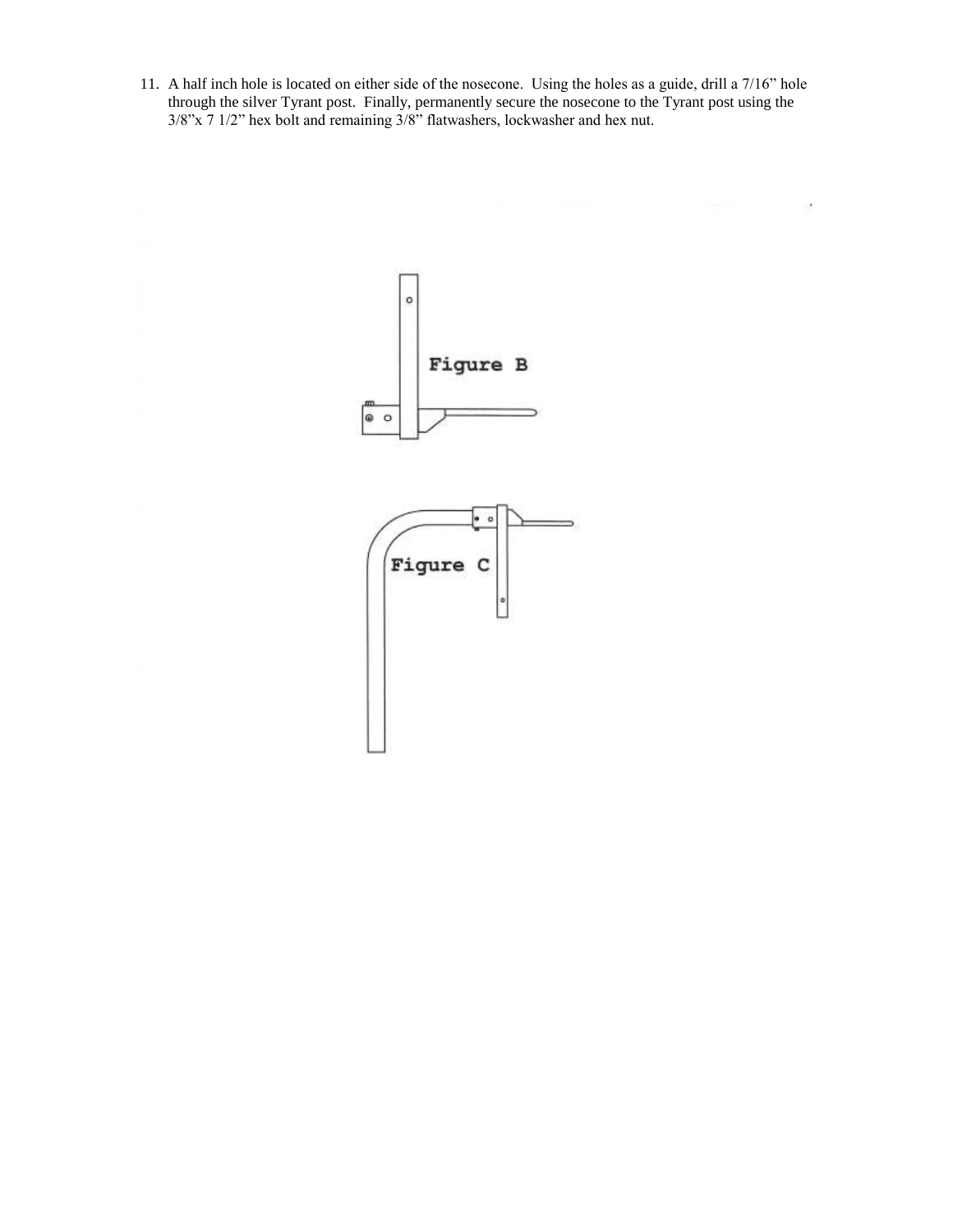11. A half inch hole is located on either side of the nosecone. Using the holes as a guide, drill a 7/16" hole through the silver Tyrant post. Finally, permanently secure the nosecone to the Tyrant post using the 3/8"x 7 1/2" hex bolt and remaining 3/8" flatwashers, lockwasher and hex nut.

Figure B

Figure C